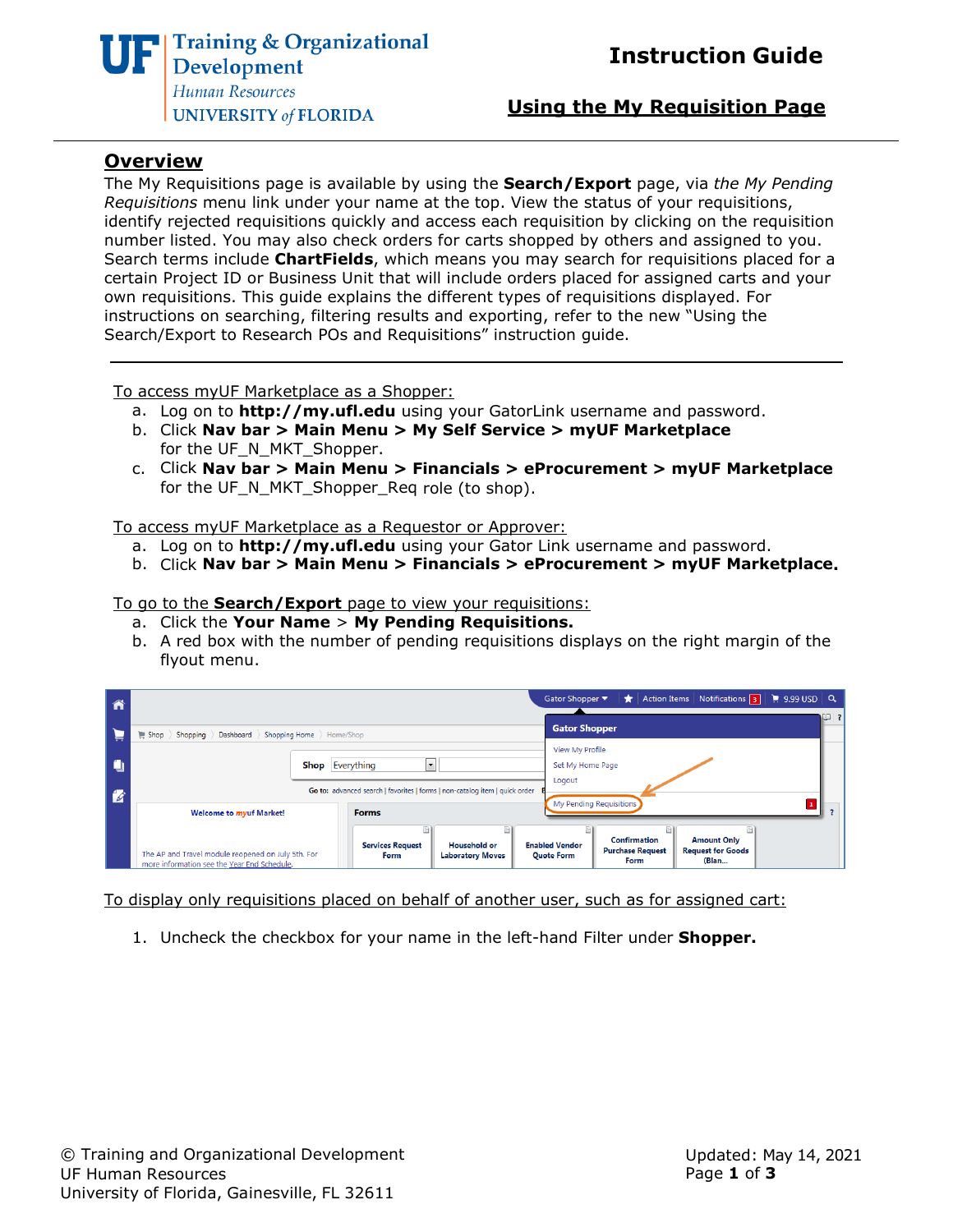UF Training & Organizational Development
*Human Resources*
UNIVERSITY *of* FLORIDA

# Instruction Guide

## Using the My Requisition Page

## Overview

The My Requisitions page is available by using the **Search/Export** page, via *the My Pending Requisitions* menu link under your name at the top. View the status of your requisitions, identify rejected requisitions quickly and access each requisition by clicking on the requisition number listed. You may also check orders for carts shopped by others and assigned to you. Search terms include **ChartFields**, which means you may search for requisitions placed for a certain Project ID or Business Unit that will include orders placed for assigned carts and your own requisitions. This guide explains the different types of requisitions displayed. For instructions on searching, filtering results and exporting, refer to the new "Using the Search/Export to Research POs and Requisitions" instruction guide.

---

To access myUF Marketplace as a Shopper:

a. Log on to **http://my.ufl.edu** using your GatorLink username and password.
b. Click **Nav bar > Main Menu > My Self Service > myUF Marketplace** for the UF_N_MKT_Shopper.
c. Click **Nav bar > Main Menu > Financials > eProcurement > myUF Marketplace** for the UF_N_MKT_Shopper_Req role (to shop).

To access myUF Marketplace as a Requestor or Approver:

a. Log on to **http://my.ufl.edu** using your Gator Link username and password.
b. Click **Nav bar > Main Menu > Financials > eProcurement > myUF Marketplace.**

To go to the **Search/Export** page to view your requisitions:

a. Click the **Your Name** > **My Pending Requisitions.**
b. A red box with the number of pending requisitions displays on the right margin of the flyout menu.

To display only requisitions placed on behalf of another user, such as for assigned cart:

1. Uncheck the checkbox for your name in the left-hand Filter under **Shopper.**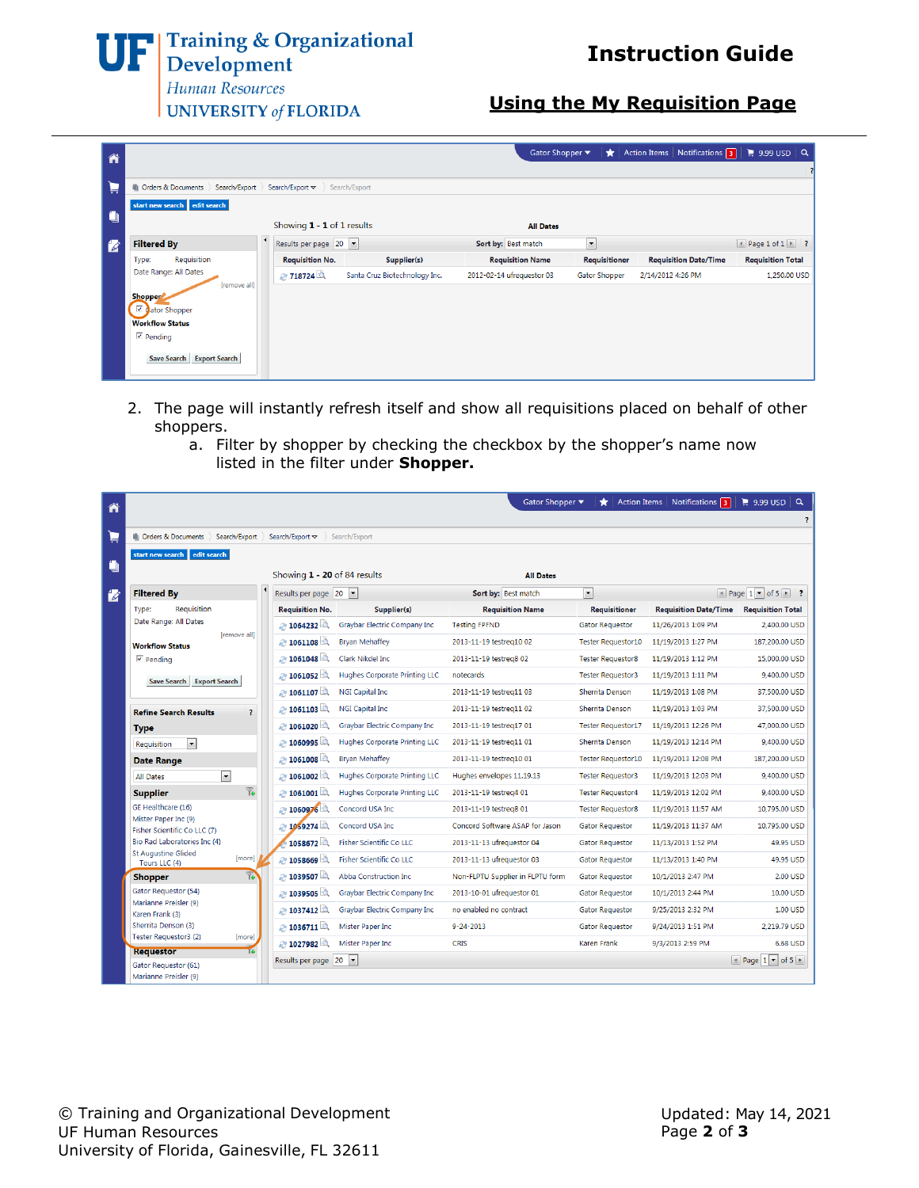2. The page will instantly refresh itself and show all requisitions placed on behalf of other shoppers.
   a. Filter by shopper by checking the checkbox by the shopper's name now listed in the filter under **Shopper.**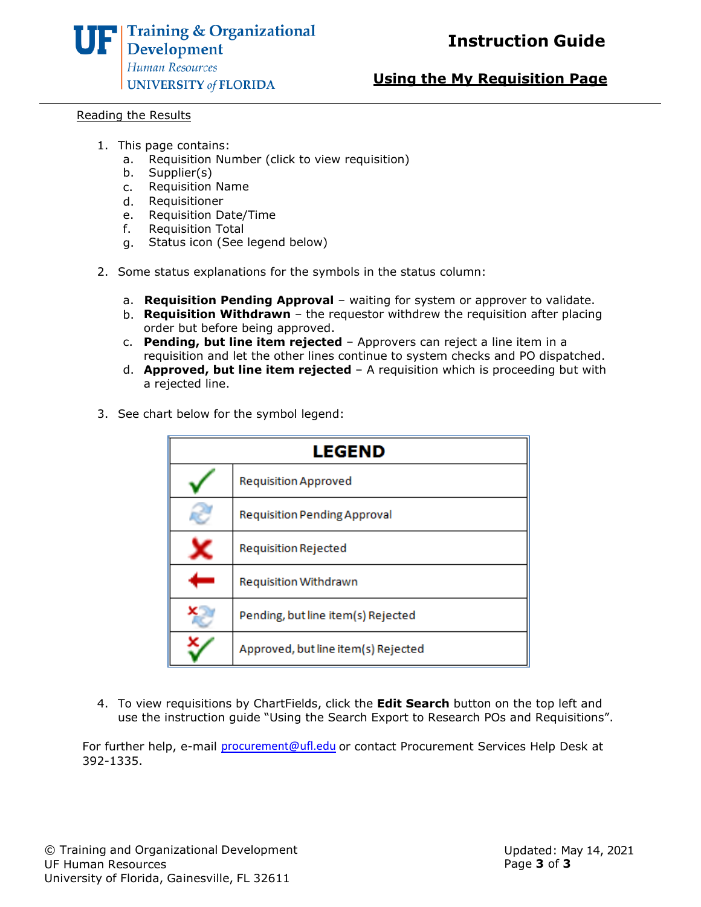Reading the Results

1. This page contains:
   a. Requisition Number (click to view requisition)
   b. Supplier(s)
   c. Requisition Name
   d. Requisitioner
   e. Requisition Date/Time
   f. Requisition Total
   g. Status icon (See legend below)

2. Some status explanations for the symbols in the status column:

   a. **Requisition Pending Approval** – waiting for system or approver to validate.
   b. **Requisition Withdrawn** – the requestor withdrew the requisition after placing order but before being approved.
   c. **Pending, but line item rejected** – Approvers can reject a line item in a requisition and let the other lines continue to system checks and PO dispatched.
   d. **Approved, but line item rejected** – A requisition which is proceeding but with a rejected line.

3. See chart below for the symbol legend:

| LEGEND | |
|---|---|
| ✓ | Requisition Approved |
| (circular arrows) | Requisition Pending Approval |
| ✗ | Requisition Rejected |
| ← | Requisition Withdrawn |
| ✗ (circular arrows) | Pending, but line item(s) Rejected |
| ✗ ✓ | Approved, but line item(s) Rejected |

4. To view requisitions by ChartFields, click the **Edit Search** button on the top left and use the instruction guide "Using the Search Export to Research POs and Requisitions".

For further help, e-mail procurement@ufl.edu or contact Procurement Services Help Desk at 392-1335.